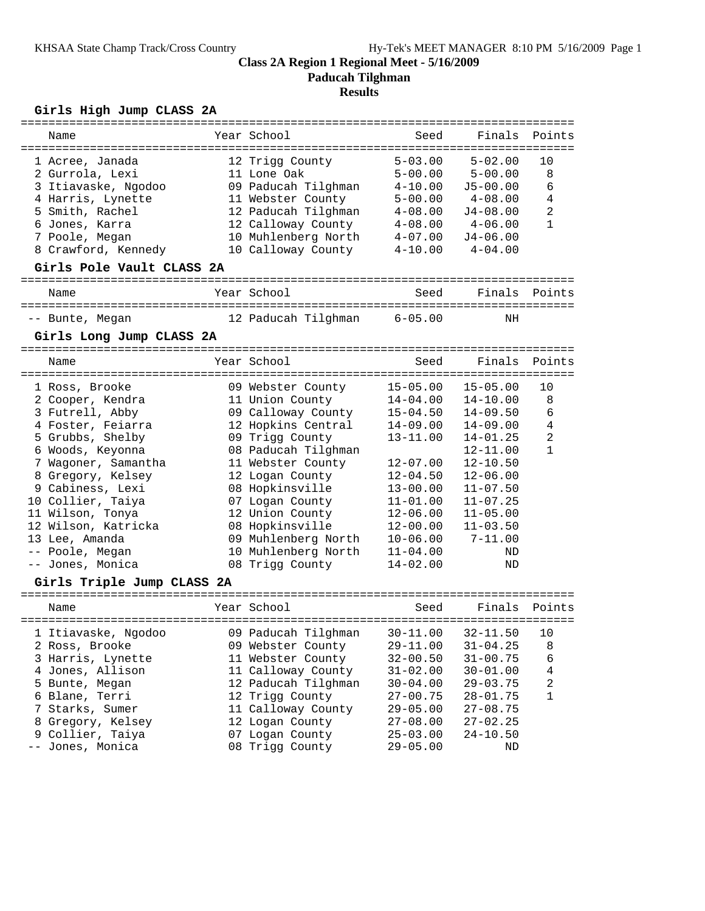# Class 2A Region 1 Regional Meet - 5/16/2009

## Paducah Tilghman

## Results

### Girls High Jump CLASS 2A

| Place | Name | Year | School | Seed | Finals | Points |
|---|---|---|---|---|---|---|
| 1 | Acree, Janada | 12 | Trigg County | 5-03.00 | 5-02.00 | 10 |
| 2 | Gurrola, Lexi | 11 | Lone Oak | 5-00.00 | 5-00.00 | 8 |
| 3 | Itiavaske, Ngodoo | 09 | Paducah Tilghman | 4-10.00 | J5-00.00 | 6 |
| 4 | Harris, Lynette | 11 | Webster County | 5-00.00 | 4-08.00 | 4 |
| 5 | Smith, Rachel | 12 | Paducah Tilghman | 4-08.00 | J4-08.00 | 2 |
| 6 | Jones, Karra | 12 | Calloway County | 4-08.00 | 4-06.00 | 1 |
| 7 | Poole, Megan | 10 | Muhlenberg North | 4-07.00 | J4-06.00 | |
| 8 | Crawford, Kennedy | 10 | Calloway County | 4-10.00 | 4-04.00 | |

### Girls Pole Vault CLASS 2A

| Place | Name | Year | School | Seed | Finals | Points |
|---|---|---|---|---|---|---|
| -- | Bunte, Megan | 12 | Paducah Tilghman | 6-05.00 | NH | |

### Girls Long Jump CLASS 2A

| Place | Name | Year | School | Seed | Finals | Points |
|---|---|---|---|---|---|---|
| 1 | Ross, Brooke | 09 | Webster County | 15-05.00 | 15-05.00 | 10 |
| 2 | Cooper, Kendra | 11 | Union County | 14-04.00 | 14-10.00 | 8 |
| 3 | Futrell, Abby | 09 | Calloway County | 15-04.50 | 14-09.50 | 6 |
| 4 | Foster, Feiarra | 12 | Hopkins Central | 14-09.00 | 14-09.00 | 4 |
| 5 | Grubbs, Shelby | 09 | Trigg County | 13-11.00 | 14-01.25 | 2 |
| 6 | Woods, Keyonna | 08 | Paducah Tilghman | | 12-11.00 | 1 |
| 7 | Wagoner, Samantha | 11 | Webster County | 12-07.00 | 12-10.50 | |
| 8 | Gregory, Kelsey | 12 | Logan County | 12-04.50 | 12-06.00 | |
| 9 | Cabiness, Lexi | 08 | Hopkinsville | 13-00.00 | 11-07.50 | |
| 10 | Collier, Taiya | 07 | Logan County | 11-01.00 | 11-07.25 | |
| 11 | Wilson, Tonya | 12 | Union County | 12-06.00 | 11-05.00 | |
| 12 | Wilson, Katricka | 08 | Hopkinsville | 12-00.00 | 11-03.50 | |
| 13 | Lee, Amanda | 09 | Muhlenberg North | 10-06.00 | 7-11.00 | |
| -- | Poole, Megan | 10 | Muhlenberg North | 11-04.00 | ND | |
| -- | Jones, Monica | 08 | Trigg County | 14-02.00 | ND | |

### Girls Triple Jump CLASS 2A

| Place | Name | Year | School | Seed | Finals | Points |
|---|---|---|---|---|---|---|
| 1 | Itiavaske, Ngodoo | 09 | Paducah Tilghman | 30-11.00 | 32-11.50 | 10 |
| 2 | Ross, Brooke | 09 | Webster County | 29-11.00 | 31-04.25 | 8 |
| 3 | Harris, Lynette | 11 | Webster County | 32-00.50 | 31-00.75 | 6 |
| 4 | Jones, Allison | 11 | Calloway County | 31-02.00 | 30-01.00 | 4 |
| 5 | Bunte, Megan | 12 | Paducah Tilghman | 30-04.00 | 29-03.75 | 2 |
| 6 | Blane, Terri | 12 | Trigg County | 27-00.75 | 28-01.75 | 1 |
| 7 | Starks, Sumer | 11 | Calloway County | 29-05.00 | 27-08.75 | |
| 8 | Gregory, Kelsey | 12 | Logan County | 27-08.00 | 27-02.25 | |
| 9 | Collier, Taiya | 07 | Logan County | 25-03.00 | 24-10.50 | |
| -- | Jones, Monica | 08 | Trigg County | 29-05.00 | ND | |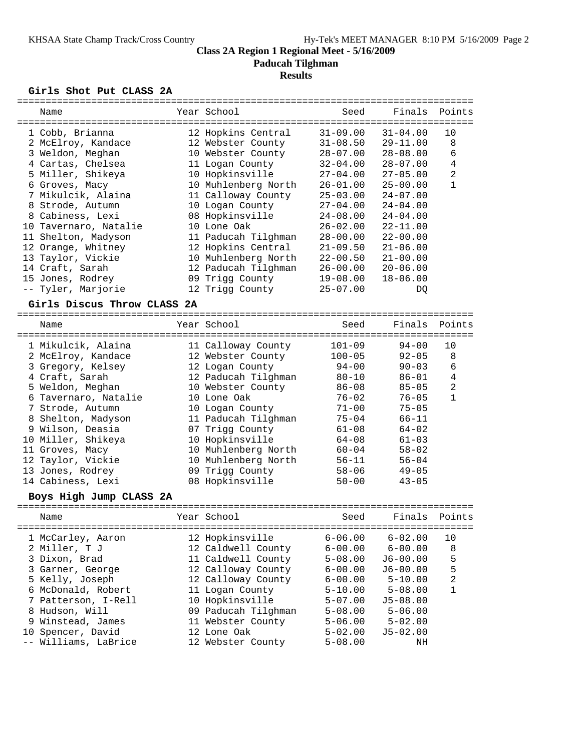# Class 2A Region 1 Regional Meet - 5/16/2009

## Paducah Tilghman

### Results

**Girls Shot Put CLASS 2A**

| | Name | Year | School | Seed | Finals | Points |
|---|---|---|---|---|---|---|
| 1 | Cobb, Brianna | 12 | Hopkins Central | 31-09.00 | 31-04.00 | 10 |
| 2 | McElroy, Kandace | 12 | Webster County | 31-08.50 | 29-11.00 | 8 |
| 3 | Weldon, Meghan | 10 | Webster County | 28-07.00 | 28-08.00 | 6 |
| 4 | Cartas, Chelsea | 11 | Logan County | 32-04.00 | 28-07.00 | 4 |
| 5 | Miller, Shikeya | 10 | Hopkinsville | 27-04.00 | 27-05.00 | 2 |
| 6 | Groves, Macy | 10 | Muhlenberg North | 26-01.00 | 25-00.00 | 1 |
| 7 | Mikulcik, Alaina | 11 | Calloway County | 25-03.00 | 24-07.00 | |
| 8 | Strode, Autumn | 10 | Logan County | 27-04.00 | 24-04.00 | |
| 8 | Cabiness, Lexi | 08 | Hopkinsville | 24-08.00 | 24-04.00 | |
| 10 | Tavernaro, Natalie | 10 | Lone Oak | 26-02.00 | 22-11.00 | |
| 11 | Shelton, Madyson | 11 | Paducah Tilghman | 28-00.00 | 22-00.00 | |
| 12 | Orange, Whitney | 12 | Hopkins Central | 21-09.50 | 21-06.00 | |
| 13 | Taylor, Vickie | 10 | Muhlenberg North | 22-00.50 | 21-00.00 | |
| 14 | Craft, Sarah | 12 | Paducah Tilghman | 26-00.00 | 20-06.00 | |
| 15 | Jones, Rodrey | 09 | Trigg County | 19-08.00 | 18-06.00 | |
| -- | Tyler, Marjorie | 12 | Trigg County | 25-07.00 | DQ | |

**Girls Discus Throw CLASS 2A**

| | Name | Year | School | Seed | Finals | Points |
|---|---|---|---|---|---|---|
| 1 | Mikulcik, Alaina | 11 | Calloway County | 101-09 | 94-00 | 10 |
| 2 | McElroy, Kandace | 12 | Webster County | 100-05 | 92-05 | 8 |
| 3 | Gregory, Kelsey | 12 | Logan County | 94-00 | 90-03 | 6 |
| 4 | Craft, Sarah | 12 | Paducah Tilghman | 80-10 | 86-01 | 4 |
| 5 | Weldon, Meghan | 10 | Webster County | 86-08 | 85-05 | 2 |
| 6 | Tavernaro, Natalie | 10 | Lone Oak | 76-02 | 76-05 | 1 |
| 7 | Strode, Autumn | 10 | Logan County | 71-00 | 75-05 | |
| 8 | Shelton, Madyson | 11 | Paducah Tilghman | 75-04 | 66-11 | |
| 9 | Wilson, Deasia | 07 | Trigg County | 61-08 | 64-02 | |
| 10 | Miller, Shikeya | 10 | Hopkinsville | 64-08 | 61-03 | |
| 11 | Groves, Macy | 10 | Muhlenberg North | 60-04 | 58-02 | |
| 12 | Taylor, Vickie | 10 | Muhlenberg North | 56-11 | 56-04 | |
| 13 | Jones, Rodrey | 09 | Trigg County | 58-06 | 49-05 | |
| 14 | Cabiness, Lexi | 08 | Hopkinsville | 50-00 | 43-05 | |

**Boys High Jump CLASS 2A**

| | Name | Year | School | Seed | Finals | Points |
|---|---|---|---|---|---|---|
| 1 | McCarley, Aaron | 12 | Hopkinsville | 6-06.00 | 6-02.00 | 10 |
| 2 | Miller, T J | 12 | Caldwell County | 6-00.00 | 6-00.00 | 8 |
| 3 | Dixon, Brad | 11 | Caldwell County | 5-08.00 | J6-00.00 | 5 |
| 3 | Garner, George | 12 | Calloway County | 6-00.00 | J6-00.00 | 5 |
| 5 | Kelly, Joseph | 12 | Calloway County | 6-00.00 | 5-10.00 | 2 |
| 6 | McDonald, Robert | 11 | Logan County | 5-10.00 | 5-08.00 | 1 |
| 7 | Patterson, I-Rell | 10 | Hopkinsville | 5-07.00 | J5-08.00 | |
| 8 | Hudson, Will | 09 | Paducah Tilghman | 5-08.00 | 5-06.00 | |
| 9 | Winstead, James | 11 | Webster County | 5-06.00 | 5-02.00 | |
| 10 | Spencer, David | 12 | Lone Oak | 5-02.00 | J5-02.00 | |
| -- | Williams, LaBrice | 12 | Webster County | 5-08.00 | NH | |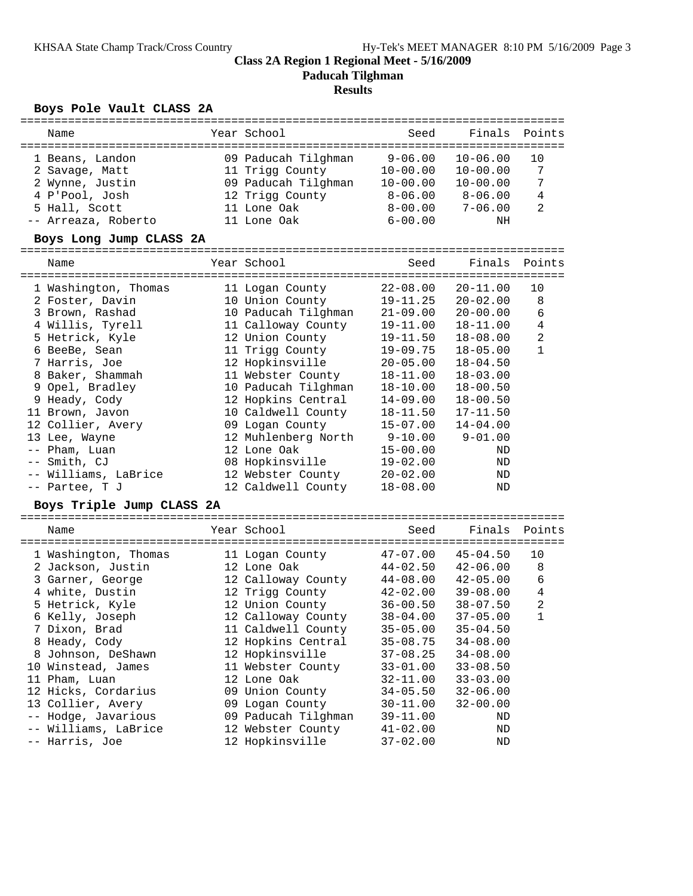## Class 2A Region 1 Regional Meet - 5/16/2009

**Paducah Tilghman**

**Results**

### Boys Pole Vault CLASS 2A

| | Name | Year | School | Seed | Finals | Points |
|---|---|---|---|---|---|---|
| 1 | Beans, Landon | 09 | Paducah Tilghman | 9-06.00 | 10-06.00 | 10 |
| 2 | Savage, Matt | 11 | Trigg County | 10-00.00 | 10-00.00 | 7 |
| 2 | Wynne, Justin | 09 | Paducah Tilghman | 10-00.00 | 10-00.00 | 7 |
| 4 | P'Pool, Josh | 12 | Trigg County | 8-06.00 | 8-06.00 | 4 |
| 5 | Hall, Scott | 11 | Lone Oak | 8-00.00 | 7-06.00 | 2 |
| -- | Arreaza, Roberto | 11 | Lone Oak | 6-00.00 | NH | |

### Boys Long Jump CLASS 2A

| | Name | Year | School | Seed | Finals | Points |
|---|---|---|---|---|---|---|
| 1 | Washington, Thomas | 11 | Logan County | 22-08.00 | 20-11.00 | 10 |
| 2 | Foster, Davin | 10 | Union County | 19-11.25 | 20-02.00 | 8 |
| 3 | Brown, Rashad | 10 | Paducah Tilghman | 21-09.00 | 20-00.00 | 6 |
| 4 | Willis, Tyrell | 11 | Calloway County | 19-11.00 | 18-11.00 | 4 |
| 5 | Hetrick, Kyle | 12 | Union County | 19-11.50 | 18-08.00 | 2 |
| 6 | BeeBe, Sean | 11 | Trigg County | 19-09.75 | 18-05.00 | 1 |
| 7 | Harris, Joe | 12 | Hopkinsville | 20-05.00 | 18-04.50 | |
| 8 | Baker, Shammah | 11 | Webster County | 18-11.00 | 18-03.00 | |
| 9 | Opel, Bradley | 10 | Paducah Tilghman | 18-10.00 | 18-00.50 | |
| 9 | Heady, Cody | 12 | Hopkins Central | 14-09.00 | 18-00.50 | |
| 11 | Brown, Javon | 10 | Caldwell County | 18-11.50 | 17-11.50 | |
| 12 | Collier, Avery | 09 | Logan County | 15-07.00 | 14-04.00 | |
| 13 | Lee, Wayne | 12 | Muhlenberg North | 9-10.00 | 9-01.00 | |
| -- | Pham, Luan | 12 | Lone Oak | 15-00.00 | ND | |
| -- | Smith, CJ | 08 | Hopkinsville | 19-02.00 | ND | |
| -- | Williams, LaBrice | 12 | Webster County | 20-02.00 | ND | |
| -- | Partee, T J | 12 | Caldwell County | 18-08.00 | ND | |

### Boys Triple Jump CLASS 2A

| | Name | Year | School | Seed | Finals | Points |
|---|---|---|---|---|---|---|
| 1 | Washington, Thomas | 11 | Logan County | 47-07.00 | 45-04.50 | 10 |
| 2 | Jackson, Justin | 12 | Lone Oak | 44-02.50 | 42-06.00 | 8 |
| 3 | Garner, George | 12 | Calloway County | 44-08.00 | 42-05.00 | 6 |
| 4 | white, Dustin | 12 | Trigg County | 42-02.00 | 39-08.00 | 4 |
| 5 | Hetrick, Kyle | 12 | Union County | 36-00.50 | 38-07.50 | 2 |
| 6 | Kelly, Joseph | 12 | Calloway County | 38-04.00 | 37-05.00 | 1 |
| 7 | Dixon, Brad | 11 | Caldwell County | 35-05.00 | 35-04.50 | |
| 8 | Heady, Cody | 12 | Hopkins Central | 35-08.75 | 34-08.00 | |
| 8 | Johnson, DeShawn | 12 | Hopkinsville | 37-08.25 | 34-08.00 | |
| 10 | Winstead, James | 11 | Webster County | 33-01.00 | 33-08.50 | |
| 11 | Pham, Luan | 12 | Lone Oak | 32-11.00 | 33-03.00 | |
| 12 | Hicks, Cordarius | 09 | Union County | 34-05.50 | 32-06.00 | |
| 13 | Collier, Avery | 09 | Logan County | 30-11.00 | 32-00.00 | |
| -- | Hodge, Javarious | 09 | Paducah Tilghman | 39-11.00 | ND | |
| -- | Williams, LaBrice | 12 | Webster County | 41-02.00 | ND | |
| -- | Harris, Joe | 12 | Hopkinsville | 37-02.00 | ND | |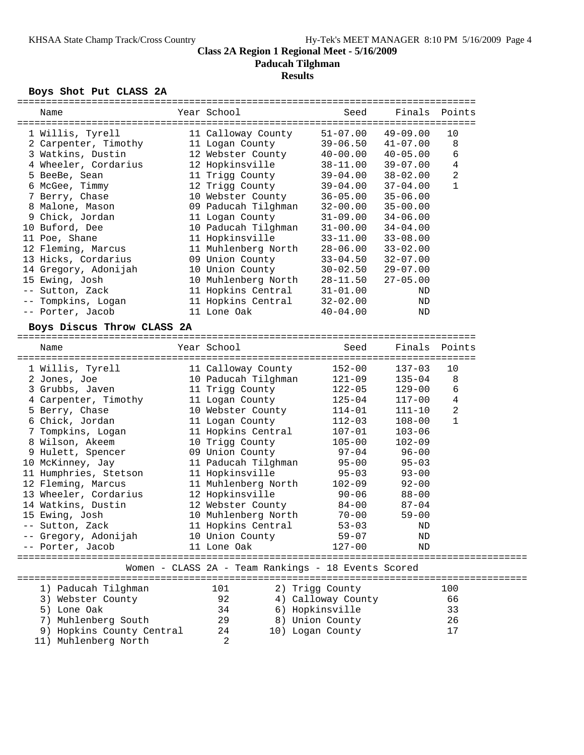# Class 2A Region 1 Regional Meet - 5/16/2009

## Paducah Tilghman

### Results

**Boys Shot Put CLASS 2A**

| Place | Name | Year | School | Seed | Finals | Points |
|---|---|---|---|---|---|---|
| 1 | Willis, Tyrell | 11 | Calloway County | 51-07.00 | 49-09.00 | 10 |
| 2 | Carpenter, Timothy | 11 | Logan County | 39-06.50 | 41-07.00 | 8 |
| 3 | Watkins, Dustin | 12 | Webster County | 40-00.00 | 40-05.00 | 6 |
| 4 | Wheeler, Cordarius | 12 | Hopkinsville | 38-11.00 | 39-07.00 | 4 |
| 5 | BeeBe, Sean | 11 | Trigg County | 39-04.00 | 38-02.00 | 2 |
| 6 | McGee, Timmy | 12 | Trigg County | 39-04.00 | 37-04.00 | 1 |
| 7 | Berry, Chase | 10 | Webster County | 36-05.00 | 35-06.00 | |
| 8 | Malone, Mason | 09 | Paducah Tilghman | 32-00.00 | 35-00.00 | |
| 9 | Chick, Jordan | 11 | Logan County | 31-09.00 | 34-06.00 | |
| 10 | Buford, Dee | 10 | Paducah Tilghman | 31-00.00 | 34-04.00 | |
| 11 | Poe, Shane | 11 | Hopkinsville | 33-11.00 | 33-08.00 | |
| 12 | Fleming, Marcus | 11 | Muhlenberg North | 28-06.00 | 33-02.00 | |
| 13 | Hicks, Cordarius | 09 | Union County | 33-04.50 | 32-07.00 | |
| 14 | Gregory, Adonijah | 10 | Union County | 30-02.50 | 29-07.00 | |
| 15 | Ewing, Josh | 10 | Muhlenberg North | 28-11.50 | 27-05.00 | |
| -- | Sutton, Zack | 11 | Hopkins Central | 31-01.00 | ND | |
| -- | Tompkins, Logan | 11 | Hopkins Central | 32-02.00 | ND | |
| -- | Porter, Jacob | 11 | Lone Oak | 40-04.00 | ND | |

**Boys Discus Throw CLASS 2A**

| Place | Name | Year | School | Seed | Finals | Points |
|---|---|---|---|---|---|---|
| 1 | Willis, Tyrell | 11 | Calloway County | 152-00 | 137-03 | 10 |
| 2 | Jones, Joe | 10 | Paducah Tilghman | 121-09 | 135-04 | 8 |
| 3 | Grubbs, Javen | 11 | Trigg County | 122-05 | 129-00 | 6 |
| 4 | Carpenter, Timothy | 11 | Logan County | 125-04 | 117-00 | 4 |
| 5 | Berry, Chase | 10 | Webster County | 114-01 | 111-10 | 2 |
| 6 | Chick, Jordan | 11 | Logan County | 112-03 | 108-00 | 1 |
| 7 | Tompkins, Logan | 11 | Hopkins Central | 107-01 | 103-06 | |
| 8 | Wilson, Akeem | 10 | Trigg County | 105-00 | 102-09 | |
| 9 | Hulett, Spencer | 09 | Union County | 97-04 | 96-00 | |
| 10 | McKinney, Jay | 11 | Paducah Tilghman | 95-00 | 95-03 | |
| 11 | Humphries, Stetson | 11 | Hopkinsville | 95-03 | 93-00 | |
| 12 | Fleming, Marcus | 11 | Muhlenberg North | 102-09 | 92-00 | |
| 13 | Wheeler, Cordarius | 12 | Hopkinsville | 90-06 | 88-00 | |
| 14 | Watkins, Dustin | 12 | Webster County | 84-00 | 87-04 | |
| 15 | Ewing, Josh | 10 | Muhlenberg North | 70-00 | 59-00 | |
| -- | Sutton, Zack | 11 | Hopkins Central | 53-03 | ND | |
| -- | Gregory, Adonijah | 10 | Union County | 59-07 | ND | |
| -- | Porter, Jacob | 11 | Lone Oak | 127-00 | ND | |

**Women - CLASS 2A - Team Rankings - 18 Events Scored**

| Rank | Team | Points | Rank | Team | Points |
|---|---|---|---|---|---|
| 1) | Paducah Tilghman | 101 | 2) | Trigg County | 100 |
| 3) | Webster County | 92 | 4) | Calloway County | 66 |
| 5) | Lone Oak | 34 | 6) | Hopkinsville | 33 |
| 7) | Muhlenberg South | 29 | 8) | Union County | 26 |
| 9) | Hopkins County Central | 24 | 10) | Logan County | 17 |
| 11) | Muhlenberg North | 2 | | | |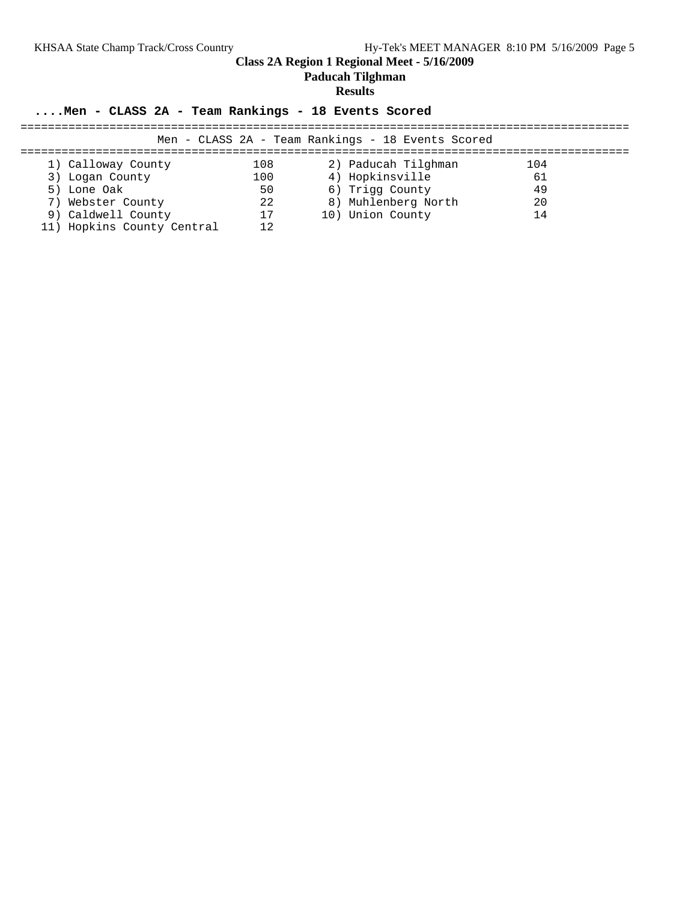**Class 2A Region 1 Regional Meet - 5/16/2009**

**Paducah Tilghman**

**Results**

## ....Men - CLASS 2A - Team Rankings - 18 Events Scored

Men - CLASS 2A - Team Rankings - 18 Events Scored

| | | | |
|---|---|---|---|
| 1) Calloway County | 108 | 2) Paducah Tilghman | 104 |
| 3) Logan County | 100 | 4) Hopkinsville | 61 |
| 5) Lone Oak | 50 | 6) Trigg County | 49 |
| 7) Webster County | 22 | 8) Muhlenberg North | 20 |
| 9) Caldwell County | 17 | 10) Union County | 14 |
| 11) Hopkins County Central | 12 | | |